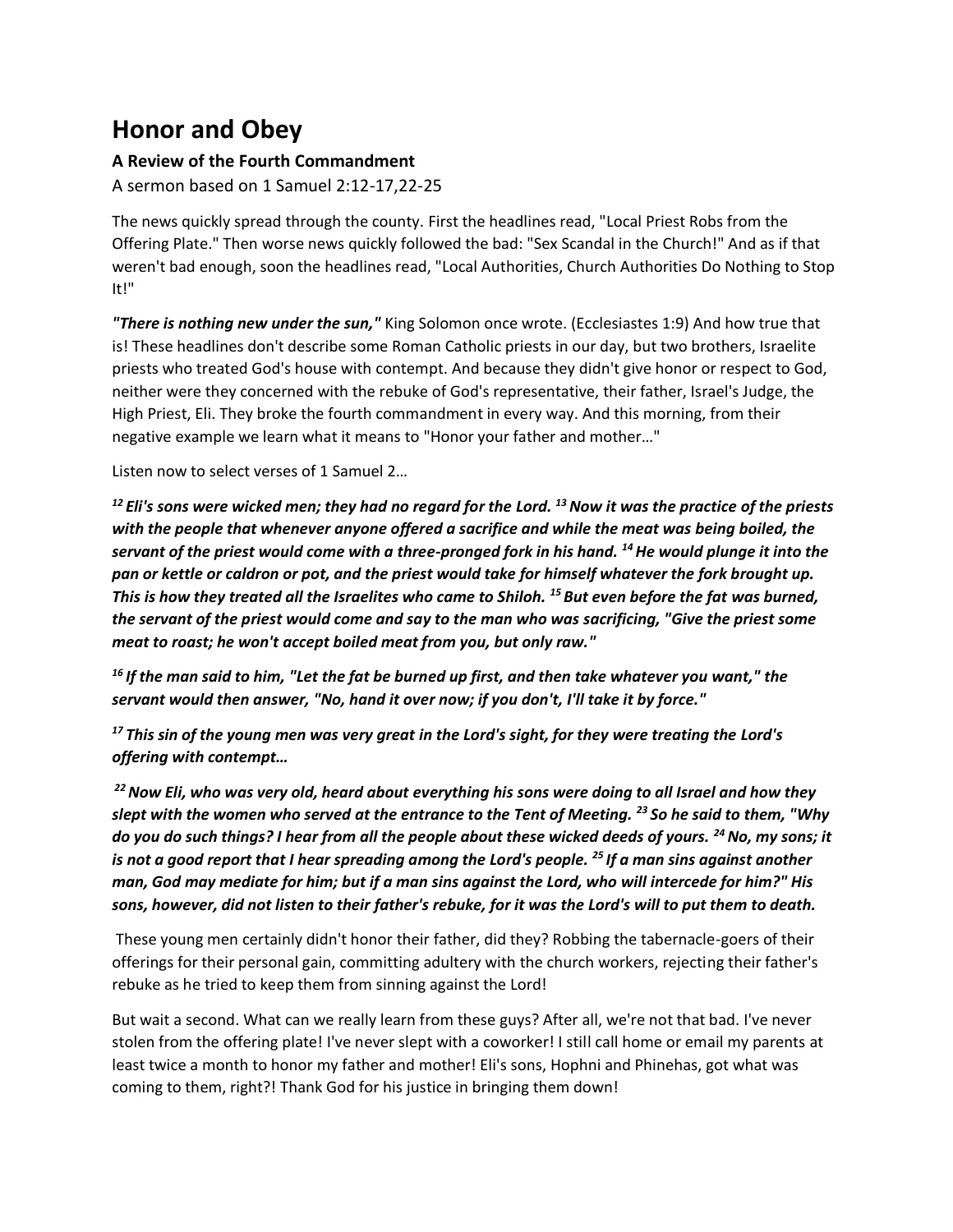# Honor and Obey

### A Review of the Fourth Commandment

A sermon based on 1 Samuel 2:12-17,22-25

The news quickly spread through the county. First the headlines read, "Local Priest Robs from the Offering Plate." Then worse news quickly followed the bad: "Sex Scandal in the Church!" And as if that weren't bad enough, soon the headlines read, "Local Authorities, Church Authorities Do Nothing to Stop It!"

***"There is nothing new under the sun,"*** King Solomon once wrote. (Ecclesiastes 1:9) And how true that is! These headlines don't describe some Roman Catholic priests in our day, but two brothers, Israelite priests who treated God's house with contempt. And because they didn't give honor or respect to God, neither were they concerned with the rebuke of God's representative, their father, Israel's Judge, the High Priest, Eli. They broke the fourth commandment in every way. And this morning, from their negative example we learn what it means to "Honor your father and mother…"

Listen now to select verses of 1 Samuel 2…

***[12] Eli's sons were wicked men; they had no regard for the Lord. [13] Now it was the practice of the priests with the people that whenever anyone offered a sacrifice and while the meat was being boiled, the servant of the priest would come with a three-pronged fork in his hand. [14] He would plunge it into the pan or kettle or caldron or pot, and the priest would take for himself whatever the fork brought up. This is how they treated all the Israelites who came to Shiloh. [15] But even before the fat was burned, the servant of the priest would come and say to the man who was sacrificing, "Give the priest some meat to roast; he won't accept boiled meat from you, but only raw."***

***[16] If the man said to him, "Let the fat be burned up first, and then take whatever you want," the servant would then answer, "No, hand it over now; if you don't, I'll take it by force."***

***[17] This sin of the young men was very great in the Lord's sight, for they were treating the Lord's offering with contempt…***

***[22] Now Eli, who was very old, heard about everything his sons were doing to all Israel and how they slept with the women who served at the entrance to the Tent of Meeting. [23] So he said to them, "Why do you do such things? I hear from all the people about these wicked deeds of yours. [24] No, my sons; it is not a good report that I hear spreading among the Lord's people. [25] If a man sins against another man, God may mediate for him; but if a man sins against the Lord, who will intercede for him?" His sons, however, did not listen to their father's rebuke, for it was the Lord's will to put them to death.***

These young men certainly didn't honor their father, did they? Robbing the tabernacle-goers of their offerings for their personal gain, committing adultery with the church workers, rejecting their father's rebuke as he tried to keep them from sinning against the Lord!

But wait a second. What can we really learn from these guys? After all, we're not that bad. I've never stolen from the offering plate! I've never slept with a coworker! I still call home or email my parents at least twice a month to honor my father and mother! Eli's sons, Hophni and Phinehas, got what was coming to them, right?! Thank God for his justice in bringing them down!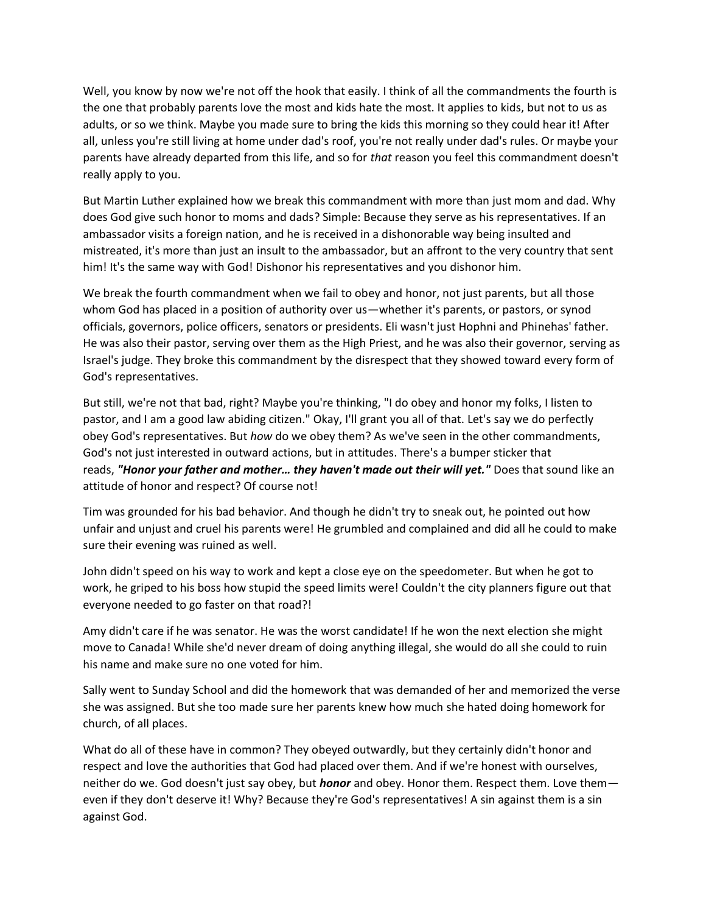Well, you know by now we're not off the hook that easily. I think of all the commandments the fourth is the one that probably parents love the most and kids hate the most. It applies to kids, but not to us as adults, or so we think. Maybe you made sure to bring the kids this morning so they could hear it! After all, unless you're still living at home under dad's roof, you're not really under dad's rules. Or maybe your parents have already departed from this life, and so for *that* reason you feel this commandment doesn't really apply to you.

But Martin Luther explained how we break this commandment with more than just mom and dad. Why does God give such honor to moms and dads? Simple: Because they serve as his representatives. If an ambassador visits a foreign nation, and he is received in a dishonorable way being insulted and mistreated, it's more than just an insult to the ambassador, but an affront to the very country that sent him! It's the same way with God! Dishonor his representatives and you dishonor him.

We break the fourth commandment when we fail to obey and honor, not just parents, but all those whom God has placed in a position of authority over us—whether it's parents, or pastors, or synod officials, governors, police officers, senators or presidents. Eli wasn't just Hophni and Phinehas' father. He was also their pastor, serving over them as the High Priest, and he was also their governor, serving as Israel's judge. They broke this commandment by the disrespect that they showed toward every form of God's representatives.

But still, we're not that bad, right? Maybe you're thinking, "I do obey and honor my folks, I listen to pastor, and I am a good law abiding citizen." Okay, I'll grant you all of that. Let's say we do perfectly obey God's representatives. But *how* do we obey them? As we've seen in the other commandments, God's not just interested in outward actions, but in attitudes. There's a bumper sticker that reads, ***"Honor your father and mother… they haven't made out their will yet."*** Does that sound like an attitude of honor and respect? Of course not!

Tim was grounded for his bad behavior. And though he didn't try to sneak out, he pointed out how unfair and unjust and cruel his parents were! He grumbled and complained and did all he could to make sure their evening was ruined as well.

John didn't speed on his way to work and kept a close eye on the speedometer. But when he got to work, he griped to his boss how stupid the speed limits were! Couldn't the city planners figure out that everyone needed to go faster on that road?!

Amy didn't care if he was senator. He was the worst candidate! If he won the next election she might move to Canada! While she'd never dream of doing anything illegal, she would do all she could to ruin his name and make sure no one voted for him.

Sally went to Sunday School and did the homework that was demanded of her and memorized the verse she was assigned. But she too made sure her parents knew how much she hated doing homework for church, of all places.

What do all of these have in common? They obeyed outwardly, but they certainly didn't honor and respect and love the authorities that God had placed over them. And if we're honest with ourselves, neither do we. God doesn't just say obey, but ***honor*** and obey. Honor them. Respect them. Love them—even if they don't deserve it! Why? Because they're God's representatives! A sin against them is a sin against God.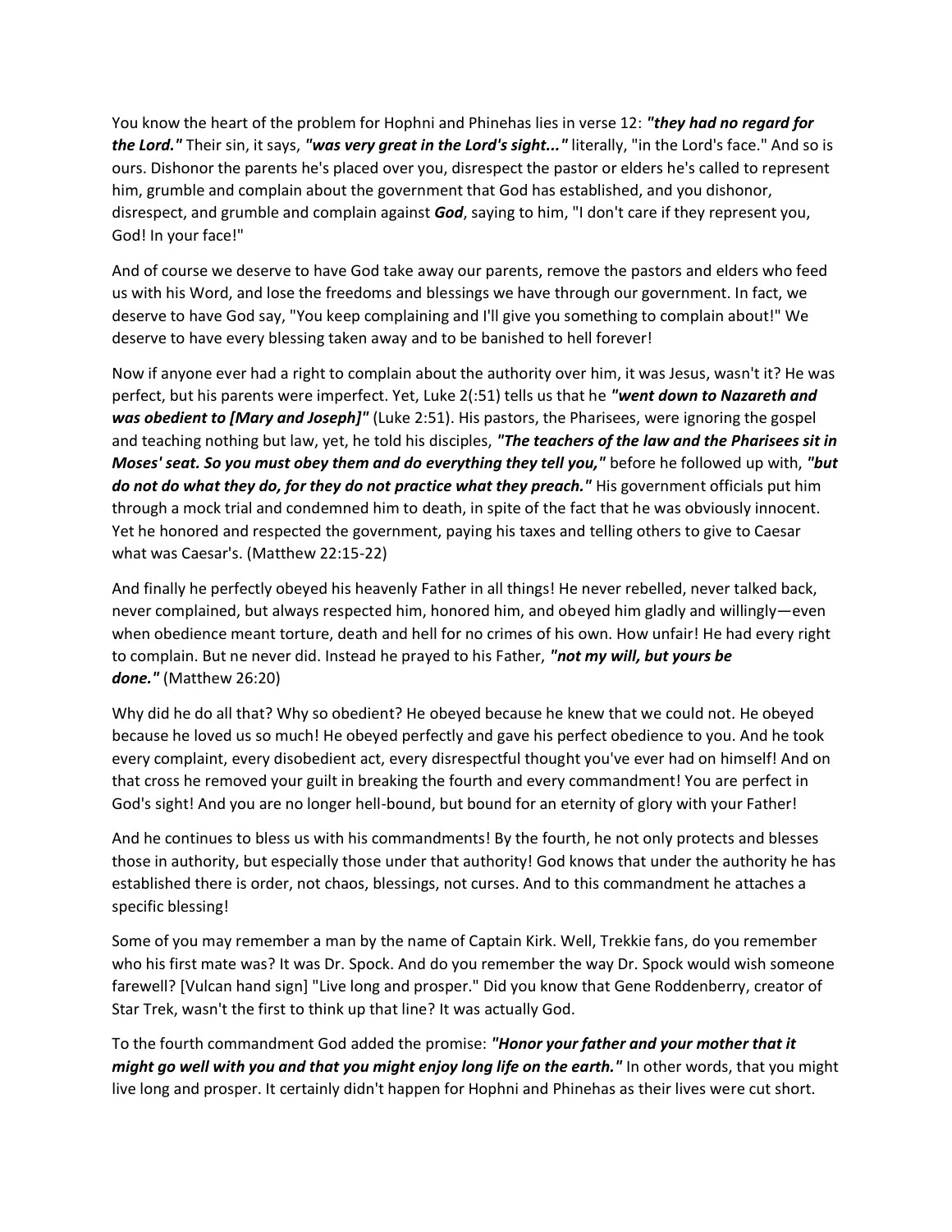You know the heart of the problem for Hophni and Phinehas lies in verse 12: ***"they had no regard for the Lord."*** Their sin, it says, ***"was very great in the Lord's sight..."*** literally, "in the Lord's face." And so is ours. Dishonor the parents he's placed over you, disrespect the pastor or elders he's called to represent him, grumble and complain about the government that God has established, and you dishonor, disrespect, and grumble and complain against ***God***, saying to him, "I don't care if they represent you, God! In your face!"

And of course we deserve to have God take away our parents, remove the pastors and elders who feed us with his Word, and lose the freedoms and blessings we have through our government. In fact, we deserve to have God say, "You keep complaining and I'll give you something to complain about!" We deserve to have every blessing taken away and to be banished to hell forever!

Now if anyone ever had a right to complain about the authority over him, it was Jesus, wasn't it? He was perfect, but his parents were imperfect. Yet, Luke 2(:51) tells us that he ***"went down to Nazareth and was obedient to [Mary and Joseph]"*** (Luke 2:51). His pastors, the Pharisees, were ignoring the gospel and teaching nothing but law, yet, he told his disciples, ***"The teachers of the law and the Pharisees sit in Moses' seat. So you must obey them and do everything they tell you,"*** before he followed up with, ***"but do not do what they do, for they do not practice what they preach."*** His government officials put him through a mock trial and condemned him to death, in spite of the fact that he was obviously innocent. Yet he honored and respected the government, paying his taxes and telling others to give to Caesar what was Caesar's. (Matthew 22:15-22)

And finally he perfectly obeyed his heavenly Father in all things! He never rebelled, never talked back, never complained, but always respected him, honored him, and obeyed him gladly and willingly—even when obedience meant torture, death and hell for no crimes of his own. How unfair! He had every right to complain. But ne never did. Instead he prayed to his Father, ***"not my will, but yours be done."*** (Matthew 26:20)

Why did he do all that? Why so obedient? He obeyed because he knew that we could not. He obeyed because he loved us so much! He obeyed perfectly and gave his perfect obedience to you. And he took every complaint, every disobedient act, every disrespectful thought you've ever had on himself! And on that cross he removed your guilt in breaking the fourth and every commandment! You are perfect in God's sight! And you are no longer hell-bound, but bound for an eternity of glory with your Father!

And he continues to bless us with his commandments! By the fourth, he not only protects and blesses those in authority, but especially those under that authority! God knows that under the authority he has established there is order, not chaos, blessings, not curses. And to this commandment he attaches a specific blessing!

Some of you may remember a man by the name of Captain Kirk. Well, Trekkie fans, do you remember who his first mate was? It was Dr. Spock. And do you remember the way Dr. Spock would wish someone farewell? [Vulcan hand sign] "Live long and prosper." Did you know that Gene Roddenberry, creator of Star Trek, wasn't the first to think up that line? It was actually God.

To the fourth commandment God added the promise: ***"Honor your father and your mother that it might go well with you and that you might enjoy long life on the earth."*** In other words, that you might live long and prosper. It certainly didn't happen for Hophni and Phinehas as their lives were cut short.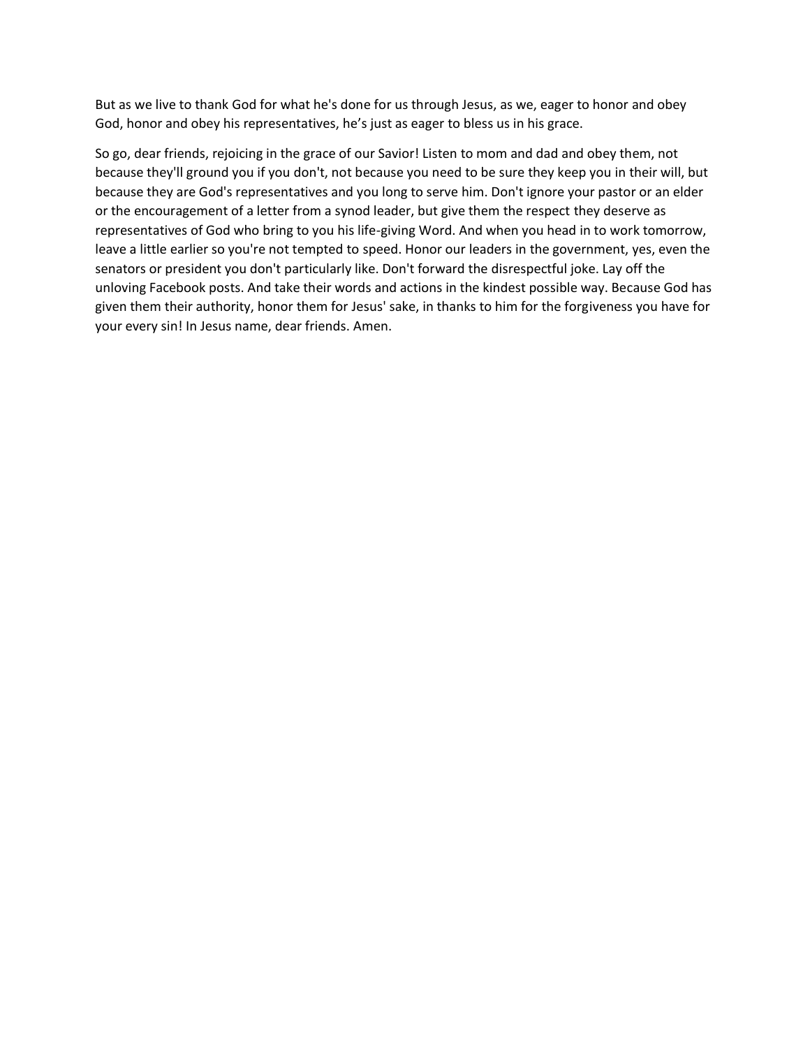But as we live to thank God for what he's done for us through Jesus, as we, eager to honor and obey God, honor and obey his representatives, he's just as eager to bless us in his grace.

So go, dear friends, rejoicing in the grace of our Savior! Listen to mom and dad and obey them, not because they'll ground you if you don't, not because you need to be sure they keep you in their will, but because they are God's representatives and you long to serve him. Don't ignore your pastor or an elder or the encouragement of a letter from a synod leader, but give them the respect they deserve as representatives of God who bring to you his life-giving Word. And when you head in to work tomorrow, leave a little earlier so you're not tempted to speed. Honor our leaders in the government, yes, even the senators or president you don't particularly like. Don't forward the disrespectful joke. Lay off the unloving Facebook posts. And take their words and actions in the kindest possible way. Because God has given them their authority, honor them for Jesus' sake, in thanks to him for the forgiveness you have for your every sin! In Jesus name, dear friends. Amen.